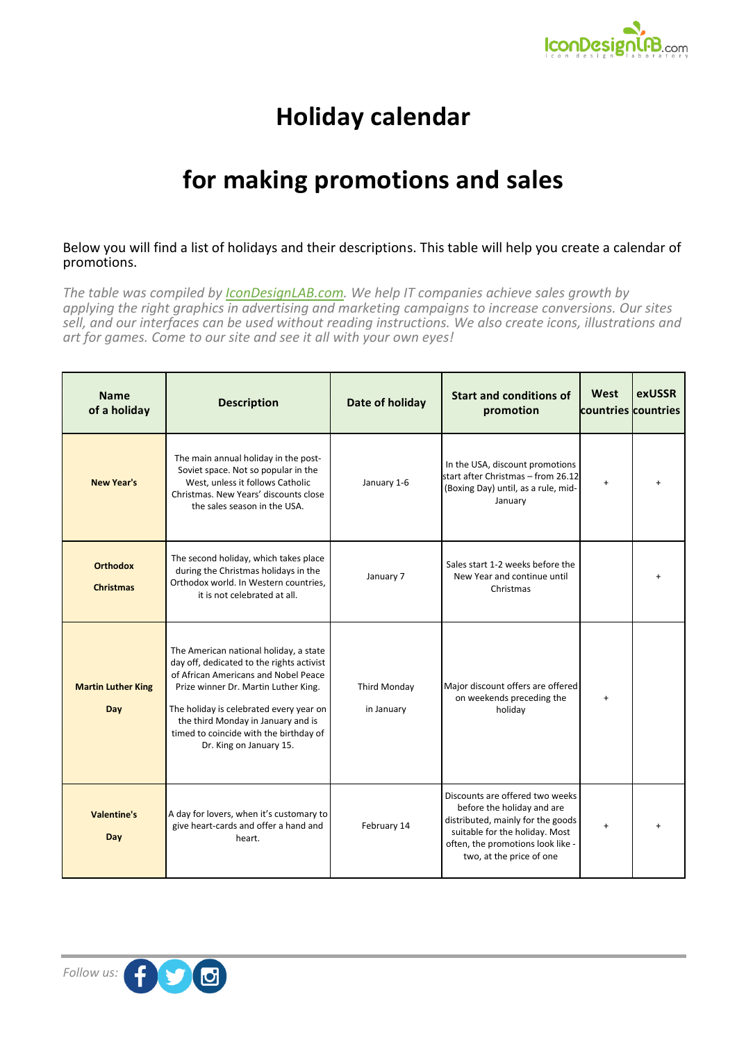# Holiday calendar

# for making promotions and sales

Below you will find a list of holidays and their descriptions. This table will help you create a calendar of promotions.

*The table was compiled by [IconDesignLAB.com](IconDesignLAB.com). We help IT companies achieve sales growth by applying the right graphics in advertising and marketing campaigns to increase conversions. Our sites sell, and our interfaces can be used without reading instructions. We also create icons, illustrations and art for games. Come to our site and see it all with your own eyes!*

| Name of a holiday | Description | Date of holiday | Start and conditions of promotion | West countries | exUSSR countries |
|---|---|---|---|---|---|
| **New Year's** | The main annual holiday in the post-Soviet space. Not so popular in the West, unless it follows Catholic Christmas. New Years' discounts close the sales season in the USA. | January 1-6 | In the USA, discount promotions start after Christmas – from 26.12 (Boxing Day) until, as a rule, mid-January | + | + |
| **Orthodox Christmas** | The second holiday, which takes place during the Christmas holidays in the Orthodox world. In Western countries, it is not celebrated at all. | January 7 | Sales start 1-2 weeks before the New Year and continue until Christmas | | + |
| **Martin Luther King Day** | The American national holiday, a state day off, dedicated to the rights activist of African Americans and Nobel Peace Prize winner Dr. Martin Luther King. The holiday is celebrated every year on the third Monday in January and is timed to coincide with the birthday of Dr. King on January 15. | Third Monday in January | Major discount offers are offered on weekends preceding the holiday | + | |
| **Valentine's Day** | A day for lovers, when it's customary to give heart-cards and offer a hand and heart. | February 14 | Discounts are offered two weeks before the holiday and are distributed, mainly for the goods suitable for the holiday. Most often, the promotions look like - two, at the price of one | + | + |

*Follow us:*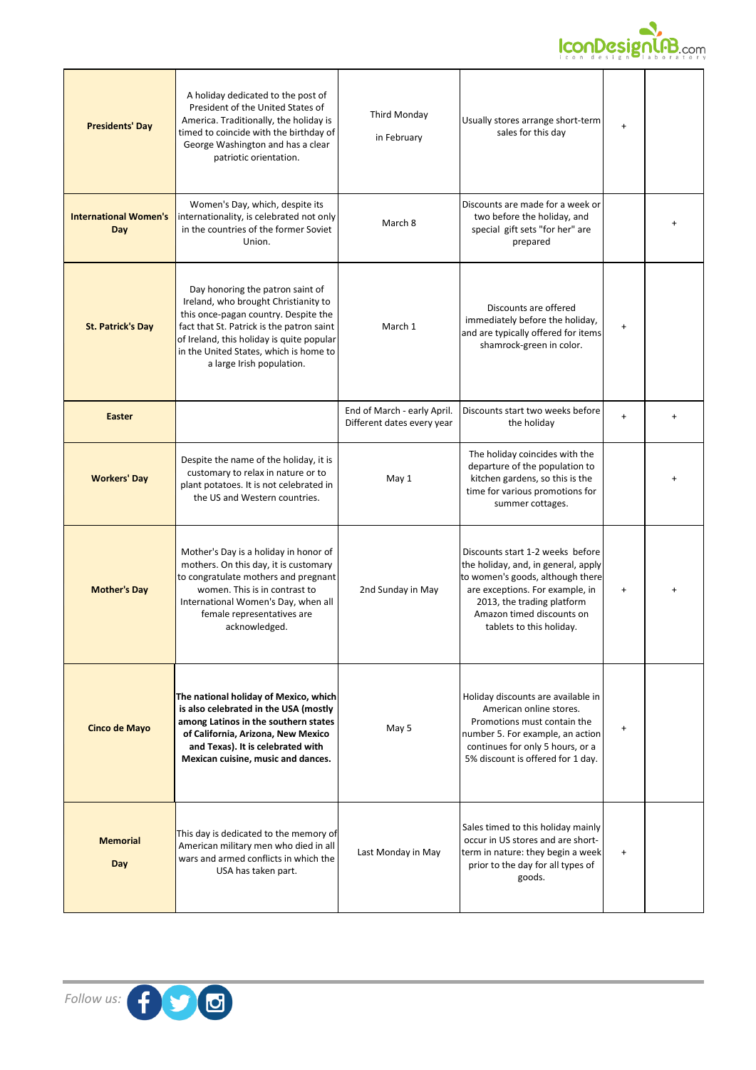| | | | | | |
|---|---|---|---|---|---|
| **Presidents' Day** | A holiday dedicated to the post of President of the United States of America. Traditionally, the holiday is timed to coincide with the birthday of George Washington and has a clear patriotic orientation. | Third Monday in February | Usually stores arrange short-term sales for this day | + | |
| **International Women's Day** | Women's Day, which, despite its internationality, is celebrated not only in the countries of the former Soviet Union. | March 8 | Discounts are made for a week or two before the holiday, and special gift sets "for her" are prepared | | + |
| **St. Patrick's Day** | Day honoring the patron saint of Ireland, who brought Christianity to this once-pagan country. Despite the fact that St. Patrick is the patron saint of Ireland, this holiday is quite popular in the United States, which is home to a large Irish population. | March 1 | Discounts are offered immediately before the holiday, and are typically offered for items shamrock-green in color. | + | |
| **Easter** | | End of March - early April. Different dates every year | Discounts start two weeks before the holiday | + | + |
| **Workers' Day** | Despite the name of the holiday, it is customary to relax in nature or to plant potatoes. It is not celebrated in the US and Western countries. | May 1 | The holiday coincides with the departure of the population to kitchen gardens, so this is the time for various promotions for summer cottages. | | + |
| **Mother's Day** | Mother's Day is a holiday in honor of mothers. On this day, it is customary to congratulate mothers and pregnant women. This is in contrast to International Women's Day, when all female representatives are acknowledged. | 2nd Sunday in May | Discounts start 1-2 weeks before the holiday, and, in general, apply to women's goods, although there are exceptions. For example, in 2013, the trading platform Amazon timed discounts on tablets to this holiday. | + | + |
| **Cinco de Mayo** | **The national holiday of Mexico, which is also celebrated in the USA (mostly among Latinos in the southern states of California, Arizona, New Mexico and Texas). It is celebrated with Mexican cuisine, music and dances.** | May 5 | Holiday discounts are available in American online stores. Promotions must contain the number 5. For example, an action continues for only 5 hours, or a 5% discount is offered for 1 day. | + | |
| **Memorial Day** | This day is dedicated to the memory of American military men who died in all wars and armed conflicts in which the USA has taken part. | Last Monday in May | Sales timed to this holiday mainly occur in US stores and are short-term in nature: they begin a week prior to the day for all types of goods. | + | |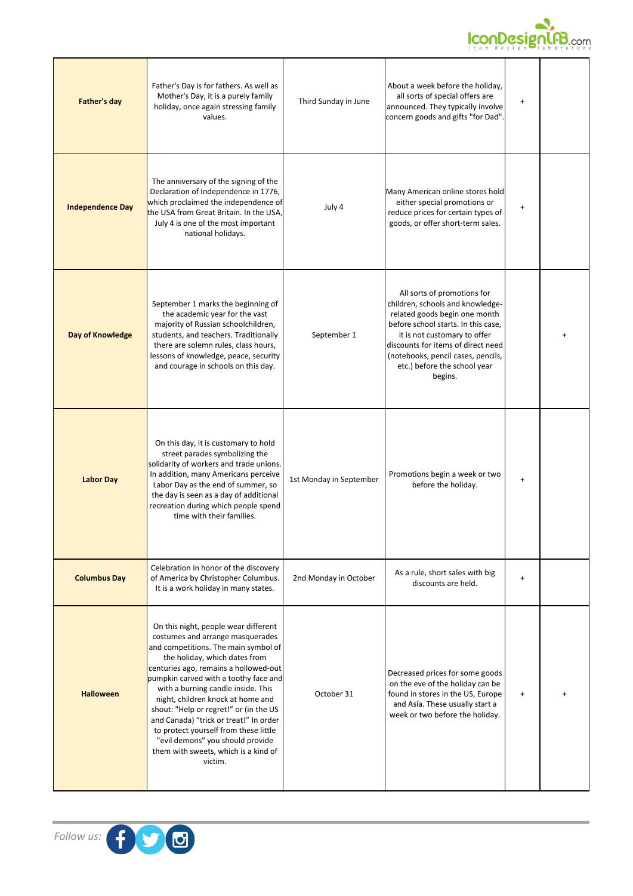| Father's day | Father's Day is for fathers. As well as Mother's Day, it is a purely family holiday, once again stressing family values. | Third Sunday in June | About a week before the holiday, all sorts of special offers are announced. They typically involve concern goods and gifts "for Dad". | + | |
|---|---|---|---|---|---|
| **Independence Day** | The anniversary of the signing of the Declaration of Independence in 1776, which proclaimed the independence of the USA from Great Britain. In the USA, July 4 is one of the most important national holidays. | July 4 | Many American online stores hold either special promotions or reduce prices for certain types of goods, or offer short-term sales. | + | |
| **Day of Knowledge** | September 1 marks the beginning of the academic year for the vast majority of Russian schoolchildren, students, and teachers. Traditionally there are solemn rules, class hours, lessons of knowledge, peace, security and courage in schools on this day. | September 1 | All sorts of promotions for children, schools and knowledge-related goods begin one month before school starts. In this case, it is not customary to offer discounts for items of direct need (notebooks, pencil cases, pencils, etc.) before the school year begins. | | + |
| **Labor Day** | On this day, it is customary to hold street parades symbolizing the solidarity of workers and trade unions. In addition, many Americans perceive Labor Day as the end of summer, so the day is seen as a day of additional recreation during which people spend time with their families. | 1st Monday in September | Promotions begin a week or two before the holiday. | + | |
| **Columbus Day** | Celebration in honor of the discovery of America by Christopher Columbus. It is a work holiday in many states. | 2nd Monday in October | As a rule, short sales with big discounts are held. | + | |
| **Halloween** | On this night, people wear different costumes and arrange masquerades and competitions. The main symbol of the holiday, which dates from centuries ago, remains a hollowed-out pumpkin carved with a toothy face and with a burning candle inside. This night, children knock at home and shout: "Help or regret!" or (in the US and Canada) "trick or treat!" In order to protect yourself from these little "evil demons" you should provide them with sweets, which is a kind of victim. | October 31 | Decreased prices for some goods on the eve of the holiday can be found in stores in the US, Europe and Asia. These usually start a week or two before the holiday. | + | + |

*Follow us:*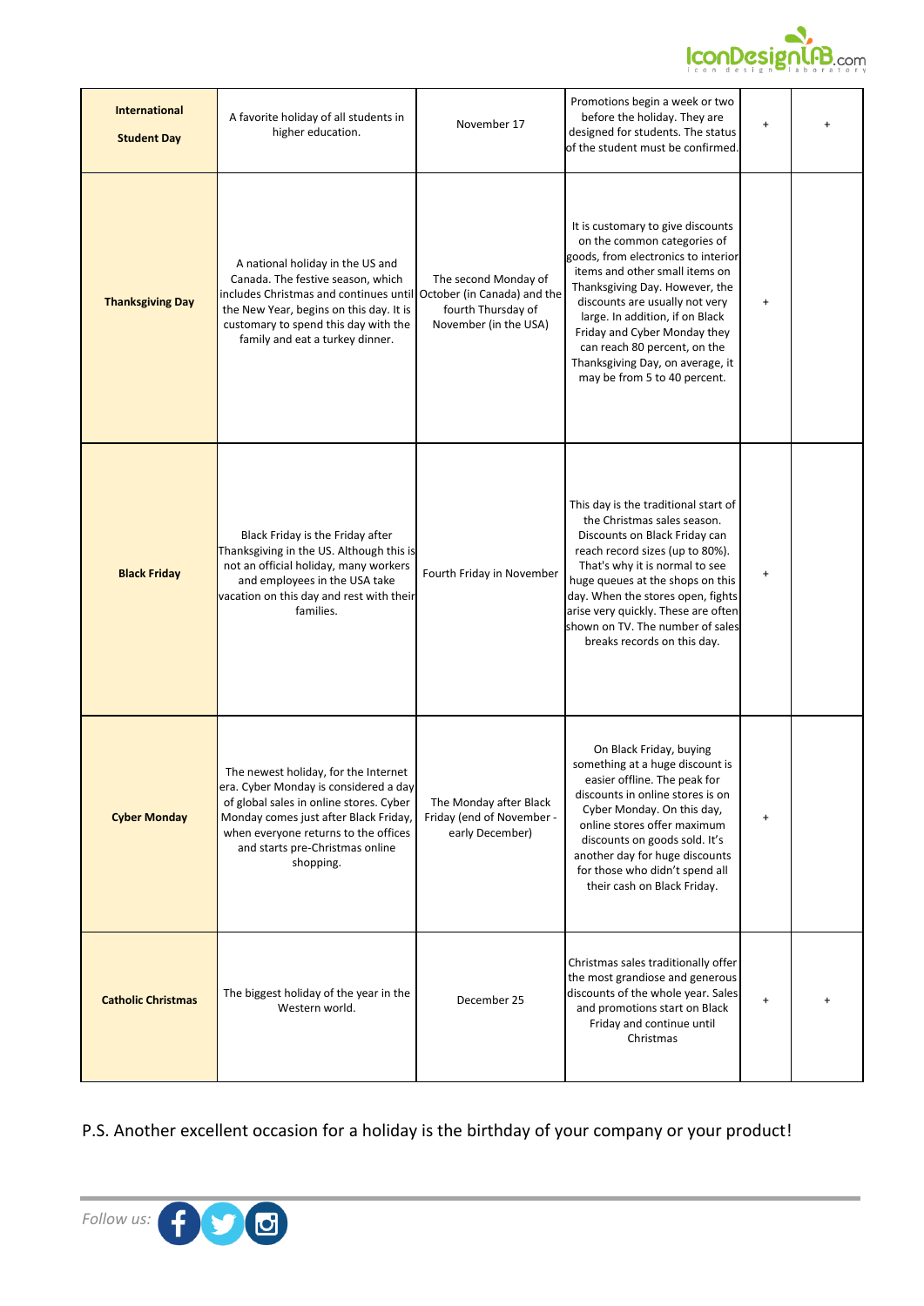| | | | | | |
|---|---|---|---|---|---|
| **International Student Day** | A favorite holiday of all students in higher education. | November 17 | Promotions begin a week or two before the holiday. They are designed for students. The status of the student must be confirmed. | + | + |
| **Thanksgiving Day** | A national holiday in the US and Canada. The festive season, which includes Christmas and continues until the New Year, begins on this day. It is customary to spend this day with the family and eat a turkey dinner. | The second Monday of October (in Canada) and the fourth Thursday of November (in the USA) | It is customary to give discounts on the common categories of goods, from electronics to interior items and other small items on Thanksgiving Day. However, the discounts are usually not very large. In addition, if on Black Friday and Cyber Monday they can reach 80 percent, on the Thanksgiving Day, on average, it may be from 5 to 40 percent. | + | |
| **Black Friday** | Black Friday is the Friday after Thanksgiving in the US. Although this is not an official holiday, many workers and employees in the USA take vacation on this day and rest with their families. | Fourth Friday in November | This day is the traditional start of the Christmas sales season. Discounts on Black Friday can reach record sizes (up to 80%). That's why it is normal to see huge queues at the shops on this day. When the stores open, fights arise very quickly. These are often shown on TV. The number of sales breaks records on this day. | + | |
| **Cyber Monday** | The newest holiday, for the Internet era. Cyber Monday is considered a day of global sales in online stores. Cyber Monday comes just after Black Friday, when everyone returns to the offices and starts pre-Christmas online shopping. | The Monday after Black Friday (end of November - early December) | On Black Friday, buying something at a huge discount is easier offline. The peak for discounts in online stores is on Cyber Monday. On this day, online stores offer maximum discounts on goods sold. It's another day for huge discounts for those who didn't spend all their cash on Black Friday. | + | |
| **Catholic Christmas** | The biggest holiday of the year in the Western world. | December 25 | Christmas sales traditionally offer the most grandiose and generous discounts of the whole year. Sales and promotions start on Black Friday and continue until Christmas | + | + |

P.S. Another excellent occasion for a holiday is the birthday of your company or your product!

*Follow us:*